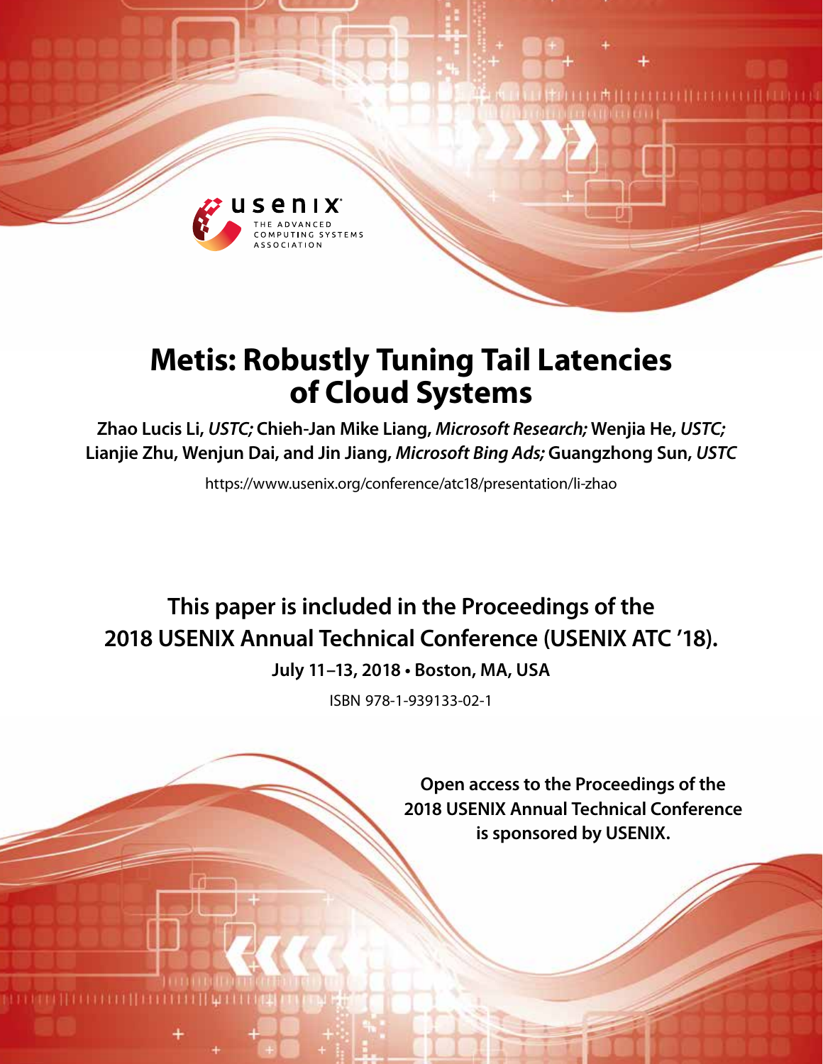# Metis: Robustly Tuning Tail Latencies of Cloud Systems

**Zhao Lucis Li,** ***USTC;*** **Chieh-Jan Mike Liang,** ***Microsoft Research;*** **Wenjia He,** ***USTC;*** **Lianjie Zhu, Wenjun Dai, and Jin Jiang,** ***Microsoft Bing Ads;*** **Guangzhong Sun,** ***USTC***

https://www.usenix.org/conference/atc18/presentation/li-zhao

**This paper is included in the Proceedings of the 2018 USENIX Annual Technical Conference (USENIX ATC '18).**

**July 11–13, 2018 • Boston, MA, USA**

ISBN 978-1-939133-02-1

**Open access to the Proceedings of the 2018 USENIX Annual Technical Conference is sponsored by USENIX.**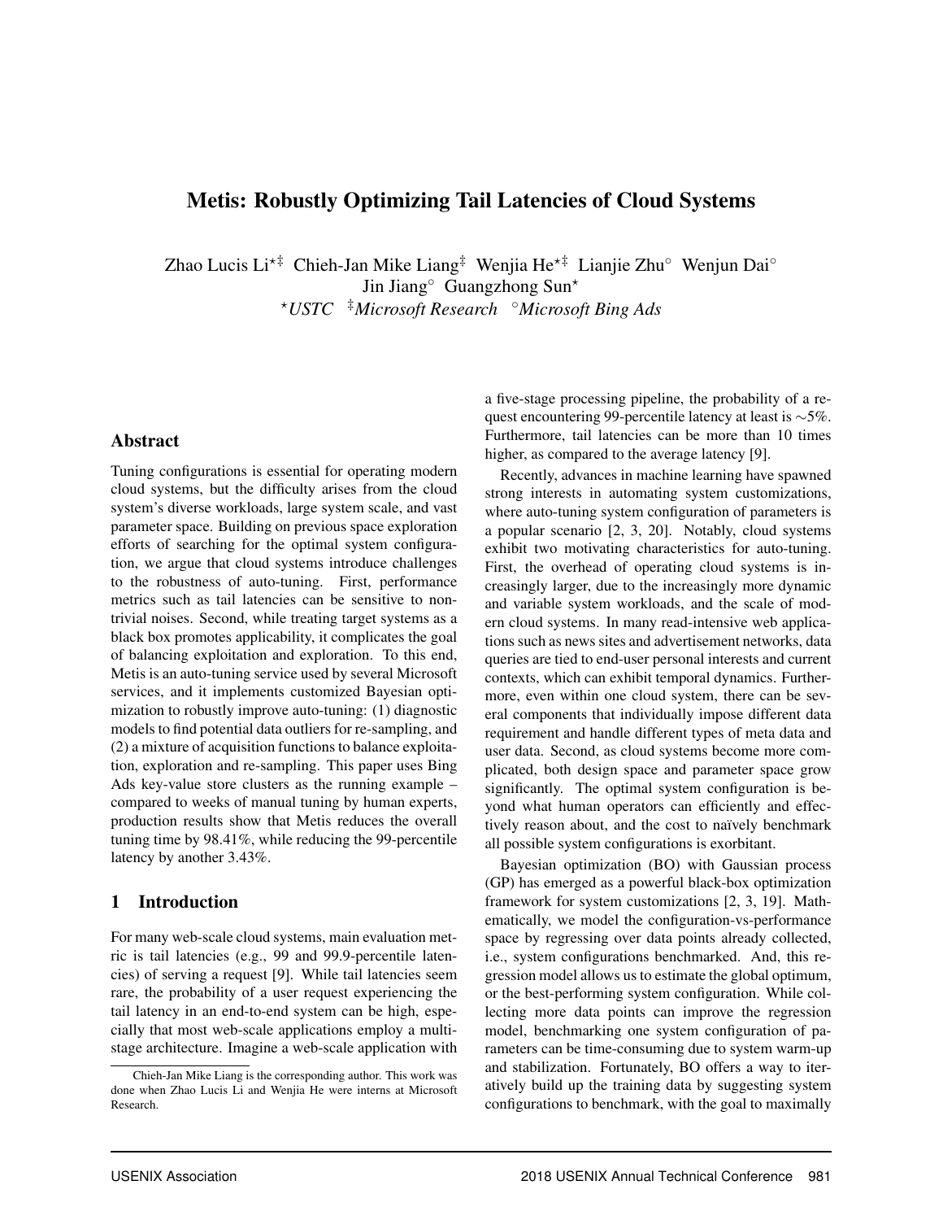# Metis: Robustly Optimizing Tail Latencies of Cloud Systems

Zhao Lucis Li[⋆‡] Chieh-Jan Mike Liang[‡] Wenjia He[⋆‡] Lianjie Zhu[◦] Wenjun Dai[◦] Jin Jiang[◦] Guangzhong Sun[⋆]

[⋆]*USTC* [‡]*Microsoft Research* [◦]*Microsoft Bing Ads*

## Abstract

Tuning configurations is essential for operating modern cloud systems, but the difficulty arises from the cloud system's diverse workloads, large system scale, and vast parameter space. Building on previous space exploration efforts of searching for the optimal system configuration, we argue that cloud systems introduce challenges to the robustness of auto-tuning. First, performance metrics such as tail latencies can be sensitive to non-trivial noises. Second, while treating target systems as a black box promotes applicability, it complicates the goal of balancing exploitation and exploration. To this end, Metis is an auto-tuning service used by several Microsoft services, and it implements customized Bayesian optimization to robustly improve auto-tuning: (1) diagnostic models to find potential data outliers for re-sampling, and (2) a mixture of acquisition functions to balance exploitation, exploration and re-sampling. This paper uses Bing Ads key-value store clusters as the running example – compared to weeks of manual tuning by human experts, production results show that Metis reduces the overall tuning time by 98.41%, while reducing the 99-percentile latency by another 3.43%.

## 1 Introduction

For many web-scale cloud systems, main evaluation metric is tail latencies (e.g., 99 and 99.9-percentile latencies) of serving a request [9]. While tail latencies seem rare, the probability of a user request experiencing the tail latency in an end-to-end system can be high, especially that most web-scale applications employ a multi-stage architecture. Imagine a web-scale application with a five-stage processing pipeline, the probability of a request encountering 99-percentile latency at least is $\sim$5%. Furthermore, tail latencies can be more than 10 times higher, as compared to the average latency [9].

Recently, advances in machine learning have spawned strong interests in automating system customizations, where auto-tuning system configuration of parameters is a popular scenario [2, 3, 20]. Notably, cloud systems exhibit two motivating characteristics for auto-tuning. First, the overhead of operating cloud systems is increasingly larger, due to the increasingly more dynamic and variable system workloads, and the scale of modern cloud systems. In many read-intensive web applications such as news sites and advertisement networks, data queries are tied to end-user personal interests and current contexts, which can exhibit temporal dynamics. Furthermore, even within one cloud system, there can be several components that individually impose different data requirement and handle different types of meta data and user data. Second, as cloud systems become more complicated, both design space and parameter space grow significantly. The optimal system configuration is beyond what human operators can efficiently and effectively reason about, and the cost to naïvely benchmark all possible system configurations is exorbitant.

Bayesian optimization (BO) with Gaussian process (GP) has emerged as a powerful black-box optimization framework for system customizations [2, 3, 19]. Mathematically, we model the configuration-vs-performance space by regressing over data points already collected, i.e., system configurations benchmarked. And, this regression model allows us to estimate the global optimum, or the best-performing system configuration. While collecting more data points can improve the regression model, benchmarking one system configuration of parameters can be time-consuming due to system warm-up and stabilization. Fortunately, BO offers a way to iteratively build up the training data by suggesting system configurations to benchmark, with the goal to maximally

Chieh-Jan Mike Liang is the corresponding author. This work was done when Zhao Lucis Li and Wenjia He were interns at Microsoft Research.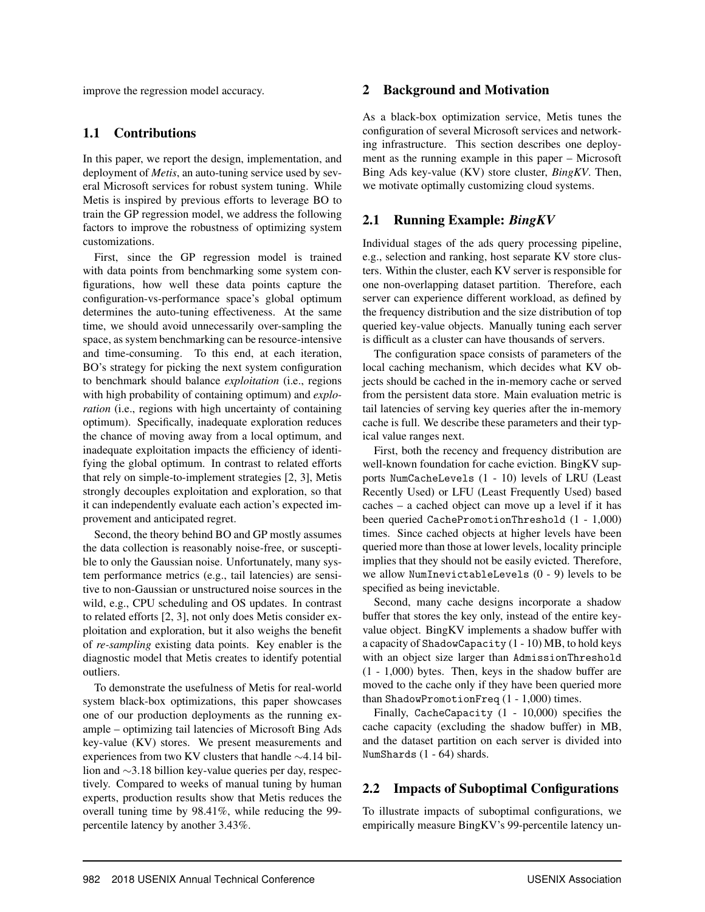improve the regression model accuracy.

## 1.1 Contributions

In this paper, we report the design, implementation, and deployment of *Metis*, an auto-tuning service used by several Microsoft services for robust system tuning. While Metis is inspired by previous efforts to leverage BO to train the GP regression model, we address the following factors to improve the robustness of optimizing system customizations.

First, since the GP regression model is trained with data points from benchmarking some system configurations, how well these data points capture the configuration-vs-performance space's global optimum determines the auto-tuning effectiveness. At the same time, we should avoid unnecessarily over-sampling the space, as system benchmarking can be resource-intensive and time-consuming. To this end, at each iteration, BO's strategy for picking the next system configuration to benchmark should balance *exploitation* (i.e., regions with high probability of containing optimum) and *exploration* (i.e., regions with high uncertainty of containing optimum). Specifically, inadequate exploration reduces the chance of moving away from a local optimum, and inadequate exploitation impacts the efficiency of identifying the global optimum. In contrast to related efforts that rely on simple-to-implement strategies [2, 3], Metis strongly decouples exploitation and exploration, so that it can independently evaluate each action's expected improvement and anticipated regret.

Second, the theory behind BO and GP mostly assumes the data collection is reasonably noise-free, or susceptible to only the Gaussian noise. Unfortunately, many system performance metrics (e.g., tail latencies) are sensitive to non-Gaussian or unstructured noise sources in the wild, e.g., CPU scheduling and OS updates. In contrast to related efforts [2, 3], not only does Metis consider exploitation and exploration, but it also weighs the benefit of *re-sampling* existing data points. Key enabler is the diagnostic model that Metis creates to identify potential outliers.

To demonstrate the usefulness of Metis for real-world system black-box optimizations, this paper showcases one of our production deployments as the running example – optimizing tail latencies of Microsoft Bing Ads key-value (KV) stores. We present measurements and experiences from two KV clusters that handle $\sim$4.14 billion and $\sim$3.18 billion key-value queries per day, respectively. Compared to weeks of manual tuning by human experts, production results show that Metis reduces the overall tuning time by 98.41%, while reducing the 99-percentile latency by another 3.43%.

# 2 Background and Motivation

As a black-box optimization service, Metis tunes the configuration of several Microsoft services and networking infrastructure. This section describes one deployment as the running example in this paper – Microsoft Bing Ads key-value (KV) store cluster, *BingKV*. Then, we motivate optimally customizing cloud systems.

## 2.1 Running Example: *BingKV*

Individual stages of the ads query processing pipeline, e.g., selection and ranking, host separate KV store clusters. Within the cluster, each KV server is responsible for one non-overlapping dataset partition. Therefore, each server can experience different workload, as defined by the frequency distribution and the size distribution of top queried key-value objects. Manually tuning each server is difficult as a cluster can have thousands of servers.

The configuration space consists of parameters of the local caching mechanism, which decides what KV objects should be cached in the in-memory cache or served from the persistent data store. Main evaluation metric is tail latencies of serving key queries after the in-memory cache is full. We describe these parameters and their typical value ranges next.

First, both the recency and frequency distribution are well-known foundation for cache eviction. BingKV supports `NumCacheLevels` (1 - 10) levels of LRU (Least Recently Used) or LFU (Least Frequently Used) based caches – a cached object can move up a level if it has been queried `CachePromotionThreshold` (1 - 1,000) times. Since cached objects at higher levels have been queried more than those at lower levels, locality principle implies that they should not be easily evicted. Therefore, we allow `NumInevictableLevels` (0 - 9) levels to be specified as being inevictable.

Second, many cache designs incorporate a shadow buffer that stores the key only, instead of the entire key-value object. BingKV implements a shadow buffer with a capacity of `ShadowCapacity` (1 - 10) MB, to hold keys with an object size larger than `AdmissionThreshold` (1 - 1,000) bytes. Then, keys in the shadow buffer are moved to the cache only if they have been queried more than `ShadowPromotionFreq` (1 - 1,000) times.

Finally, `CacheCapacity` (1 - 10,000) specifies the cache capacity (excluding the shadow buffer) in MB, and the dataset partition on each server is divided into `NumShards` (1 - 64) shards.

## 2.2 Impacts of Suboptimal Configurations

To illustrate impacts of suboptimal configurations, we empirically measure BingKV's 99-percentile latency un-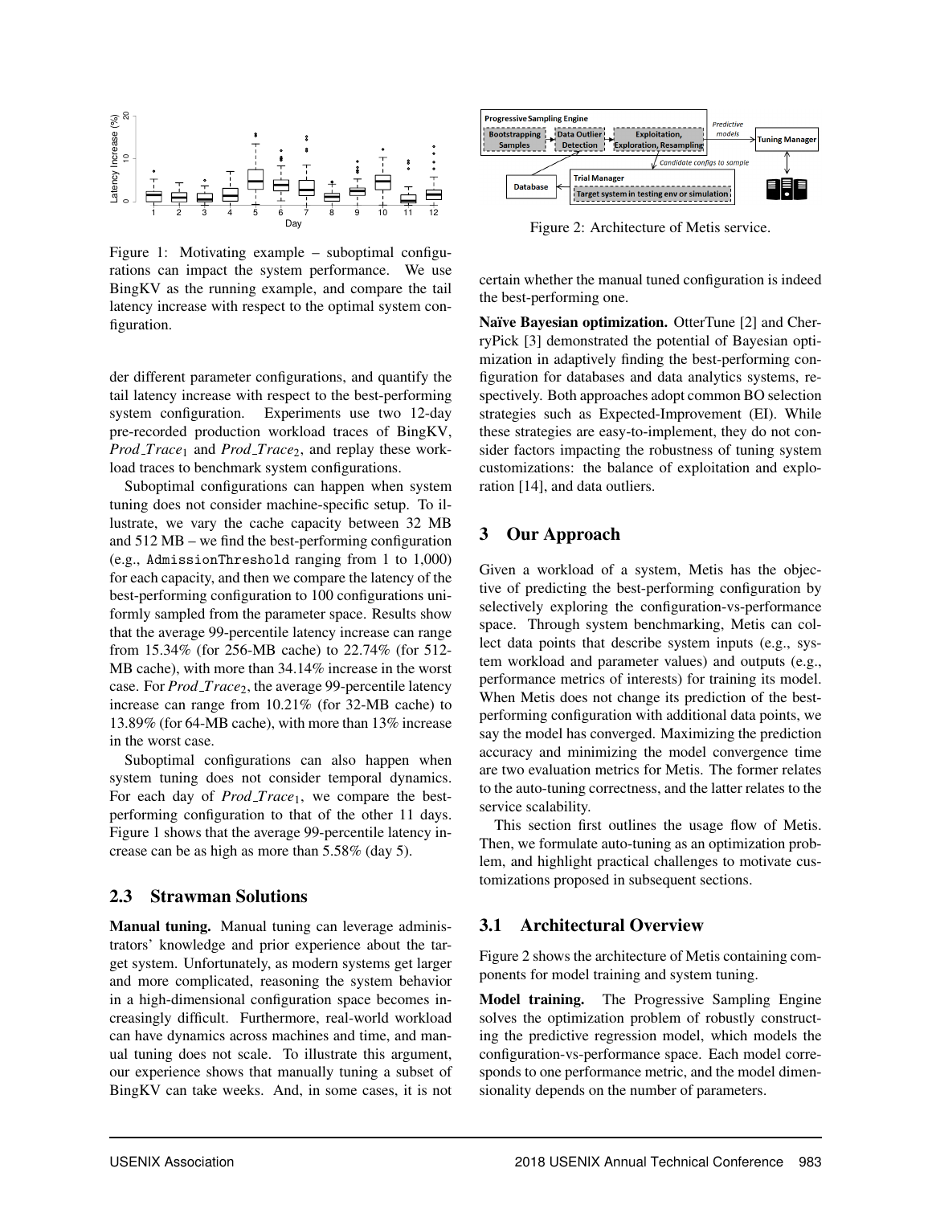Latency Increase (%)
0
10
20
1 2 3 4 5 6 7 8 9 10 11 12
Day

Figure 1: Motivating example – suboptimal configurations can impact the system performance. We use BingKV as the running example, and compare the tail latency increase with respect to the optimal system configuration.

der different parameter configurations, and quantify the tail latency increase with respect to the best-performing system configuration. Experiments use two 12-day pre-recorded production workload traces of BingKV, $Prod\_Trace_1$ and $Prod\_Trace_2$, and replay these workload traces to benchmark system configurations.

Suboptimal configurations can happen when system tuning does not consider machine-specific setup. To illustrate, we vary the cache capacity between 32 MB and 512 MB – we find the best-performing configuration (e.g., `AdmissionThreshold` ranging from 1 to 1,000) for each capacity, and then we compare the latency of the best-performing configuration to 100 configurations uniformly sampled from the parameter space. Results show that the average 99-percentile latency increase can range from 15.34% (for 256-MB cache) to 22.74% (for 512-MB cache), with more than 34.14% increase in the worst case. For $Prod\_Trace_2$, the average 99-percentile latency increase can range from 10.21% (for 32-MB cache) to 13.89% (for 64-MB cache), with more than 13% increase in the worst case.

Suboptimal configurations can also happen when system tuning does not consider temporal dynamics. For each day of $Prod\_Trace_1$, we compare the best-performing configuration to that of the other 11 days. Figure 1 shows that the average 99-percentile latency increase can be as high as more than 5.58% (day 5).

### 2.3 Strawman Solutions

**Manual tuning.** Manual tuning can leverage administrators' knowledge and prior experience about the target system. Unfortunately, as modern systems get larger and more complicated, reasoning the system behavior in a high-dimensional configuration space becomes increasingly difficult. Furthermore, real-world workload can have dynamics across machines and time, and manual tuning does not scale. To illustrate this argument, our experience shows that manually tuning a subset of BingKV can take weeks. And, in some cases, it is not certain whether the manual tuned configuration is indeed the best-performing one.

**Naïve Bayesian optimization.** OtterTune [2] and CherryPick [3] demonstrated the potential of Bayesian optimization in adaptively finding the best-performing configuration for databases and data analytics systems, respectively. Both approaches adopt common BO selection strategies such as Expected-Improvement (EI). While these strategies are easy-to-implement, they do not consider factors impacting the robustness of tuning system customizations: the balance of exploitation and exploration [14], and data outliers.

Progressive Sampling Engine
Bootstrapping Samples
Data Outlier Detection
Exploitation, Exploration, Resampling
Predictive models
Tuning Manager
Candidate configs to sample
Database
Trial Manager
Target system in testing env or simulation

Figure 2: Architecture of Metis service.

## 3 Our Approach

Given a workload of a system, Metis has the objective of predicting the best-performing configuration by selectively exploring the configuration-vs-performance space. Through system benchmarking, Metis can collect data points that describe system inputs (e.g., system workload and parameter values) and outputs (e.g., performance metrics of interests) for training its model. When Metis does not change its prediction of the best-performing configuration with additional data points, we say the model has converged. Maximizing the prediction accuracy and minimizing the model convergence time are two evaluation metrics for Metis. The former relates to the auto-tuning correctness, and the latter relates to the service scalability.

This section first outlines the usage flow of Metis. Then, we formulate auto-tuning as an optimization problem, and highlight practical challenges to motivate customizations proposed in subsequent sections.

### 3.1 Architectural Overview

Figure 2 shows the architecture of Metis containing components for model training and system tuning.

**Model training.** The Progressive Sampling Engine solves the optimization problem of robustly constructing the predictive regression model, which models the configuration-vs-performance space. Each model corresponds to one performance metric, and the model dimensionality depends on the number of parameters.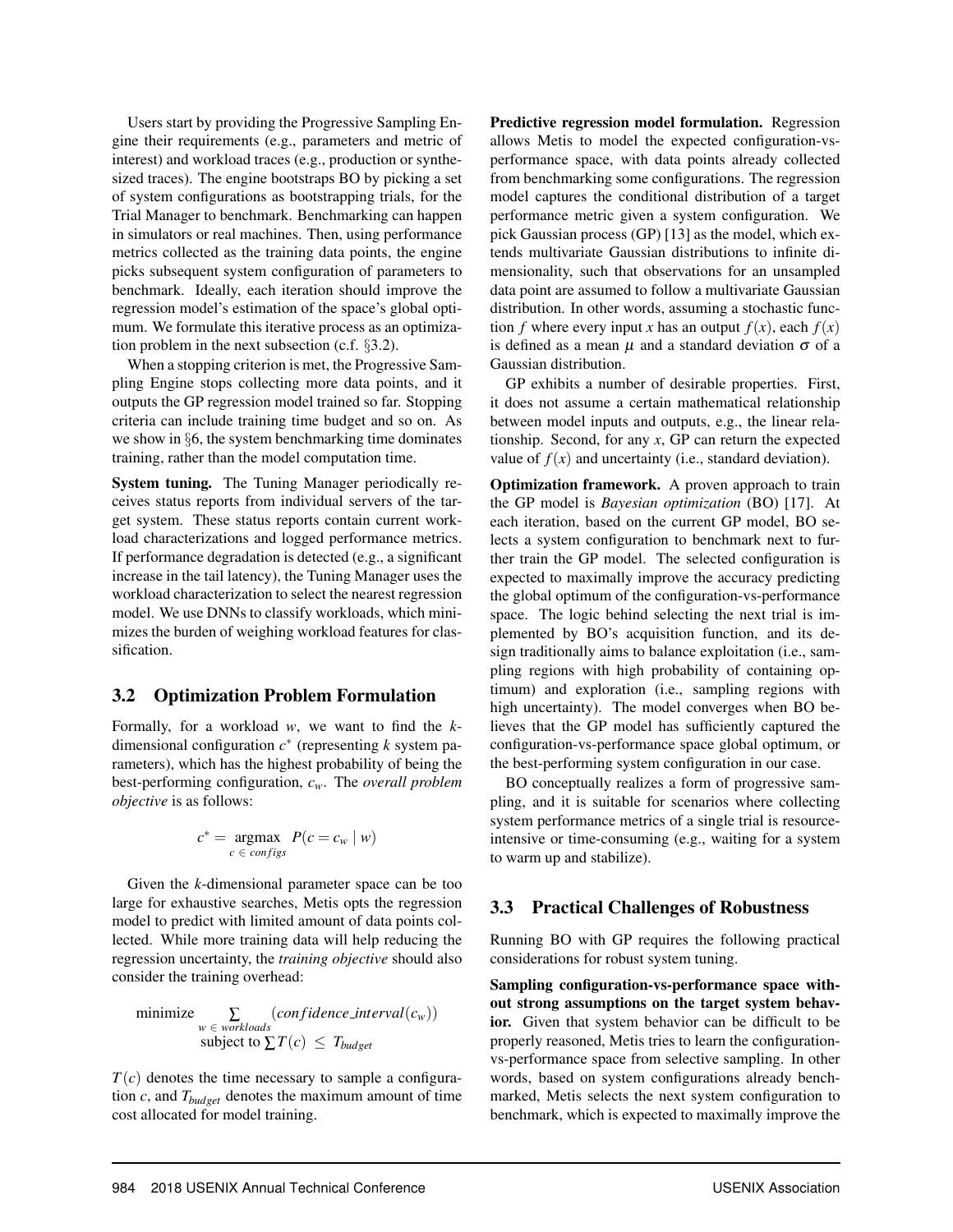Users start by providing the Progressive Sampling Engine their requirements (e.g., parameters and metric of interest) and workload traces (e.g., production or synthesized traces). The engine bootstraps BO by picking a set of system configurations as bootstrapping trials, for the Trial Manager to benchmark. Benchmarking can happen in simulators or real machines. Then, using performance metrics collected as the training data points, the engine picks subsequent system configuration of parameters to benchmark. Ideally, each iteration should improve the regression model's estimation of the space's global optimum. We formulate this iterative process as an optimization problem in the next subsection (c.f. §3.2).

When a stopping criterion is met, the Progressive Sampling Engine stops collecting more data points, and it outputs the GP regression model trained so far. Stopping criteria can include training time budget and so on. As we show in §6, the system benchmarking time dominates training, rather than the model computation time.

**System tuning.** The Tuning Manager periodically receives status reports from individual servers of the target system. These status reports contain current workload characterizations and logged performance metrics. If performance degradation is detected (e.g., a significant increase in the tail latency), the Tuning Manager uses the workload characterization to select the nearest regression model. We use DNNs to classify workloads, which minimizes the burden of weighing workload features for classification.

## 3.2 Optimization Problem Formulation

Formally, for a workload $w$, we want to find the $k$-dimensional configuration $c^*$ (representing $k$ system parameters), which has the highest probability of being the best-performing configuration, $c_w$. The *overall problem objective* is as follows:

$$c^* = \underset{c \,\in\, configs}{\operatorname{argmax}} \; P(c = c_w \mid w)$$

Given the $k$-dimensional parameter space can be too large for exhaustive searches, Metis opts the regression model to predict with limited amount of data points collected. While more training data will help reducing the regression uncertainty, the *training objective* should also consider the training overhead:

$$\text{minimize} \sum_{w \,\in\, workloads} (confidence\_interval(c_w))$$
$$\text{subject to} \sum T(c) \;\leq\; T_{budget}$$

$T(c)$ denotes the time necessary to sample a configuration $c$, and $T_{budget}$ denotes the maximum amount of time cost allocated for model training.

**Predictive regression model formulation.** Regression allows Metis to model the expected configuration-vs-performance space, with data points already collected from benchmarking some configurations. The regression model captures the conditional distribution of a target performance metric given a system configuration. We pick Gaussian process (GP) [13] as the model, which extends multivariate Gaussian distributions to infinite dimensionality, such that observations for an unsampled data point are assumed to follow a multivariate Gaussian distribution. In other words, assuming a stochastic function $f$ where every input $x$ has an output $f(x)$, each $f(x)$ is defined as a mean $\mu$ and a standard deviation $\sigma$ of a Gaussian distribution.

GP exhibits a number of desirable properties. First, it does not assume a certain mathematical relationship between model inputs and outputs, e.g., the linear relationship. Second, for any $x$, GP can return the expected value of $f(x)$ and uncertainty (i.e., standard deviation).

**Optimization framework.** A proven approach to train the GP model is *Bayesian optimization* (BO) [17]. At each iteration, based on the current GP model, BO selects a system configuration to benchmark next to further train the GP model. The selected configuration is expected to maximally improve the accuracy predicting the global optimum of the configuration-vs-performance space. The logic behind selecting the next trial is implemented by BO's acquisition function, and its design traditionally aims to balance exploitation (i.e., sampling regions with high probability of containing optimum) and exploration (i.e., sampling regions with high uncertainty). The model converges when BO believes that the GP model has sufficiently captured the configuration-vs-performance space global optimum, or the best-performing system configuration in our case.

BO conceptually realizes a form of progressive sampling, and it is suitable for scenarios where collecting system performance metrics of a single trial is resource-intensive or time-consuming (e.g., waiting for a system to warm up and stabilize).

## 3.3 Practical Challenges of Robustness

Running BO with GP requires the following practical considerations for robust system tuning.

**Sampling configuration-vs-performance space without strong assumptions on the target system behavior.** Given that system behavior can be difficult to be properly reasoned, Metis tries to learn the configuration-vs-performance space from selective sampling. In other words, based on system configurations already benchmarked, Metis selects the next system configuration to benchmark, which is expected to maximally improve the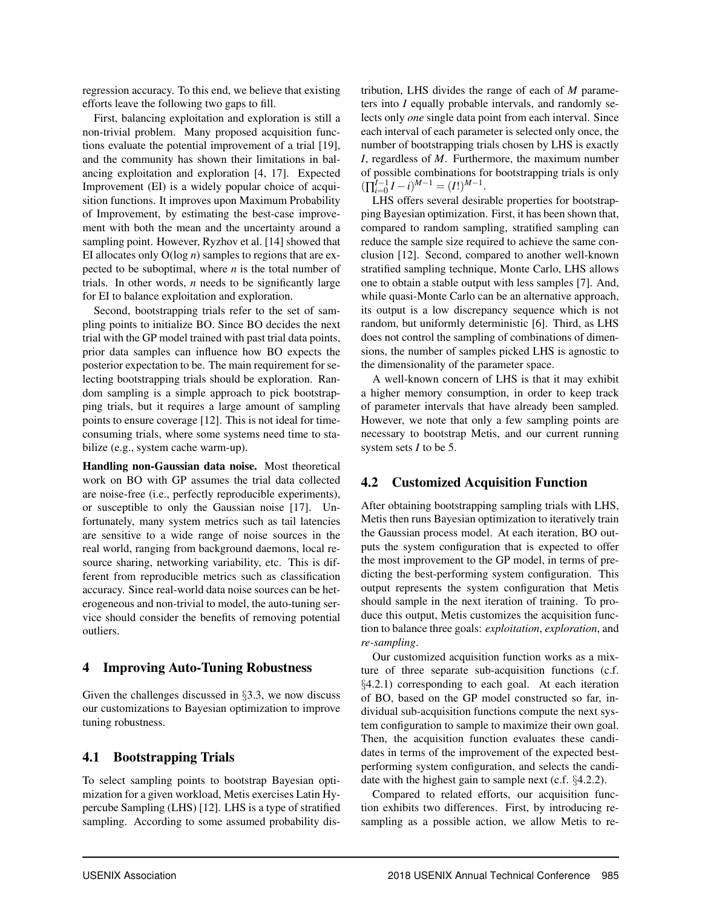regression accuracy. To this end, we believe that existing efforts leave the following two gaps to fill.

First, balancing exploitation and exploration is still a non-trivial problem. Many proposed acquisition functions evaluate the potential improvement of a trial [19], and the community has shown their limitations in balancing exploitation and exploration [4, 17]. Expected Improvement (EI) is a widely popular choice of acquisition functions. It improves upon Maximum Probability of Improvement, by estimating the best-case improvement with both the mean and the uncertainty around a sampling point. However, Ryzhov et al. [14] showed that EI allocates only O(log *n*) samples to regions that are expected to be suboptimal, where *n* is the total number of trials. In other words, *n* needs to be significantly large for EI to balance exploitation and exploration.

Second, bootstrapping trials refer to the set of sampling points to initialize BO. Since BO decides the next trial with the GP model trained with past trial data points, prior data samples can influence how BO expects the posterior expectation to be. The main requirement for selecting bootstrapping trials should be exploration. Random sampling is a simple approach to pick bootstrapping trials, but it requires a large amount of sampling points to ensure coverage [12]. This is not ideal for time-consuming trials, where some systems need time to stabilize (e.g., system cache warm-up).

**Handling non-Gaussian data noise.** Most theoretical work on BO with GP assumes the trial data collected are noise-free (i.e., perfectly reproducible experiments), or susceptible to only the Gaussian noise [17]. Unfortunately, many system metrics such as tail latencies are sensitive to a wide range of noise sources in the real world, ranging from background daemons, local resource sharing, networking variability, etc. This is different from reproducible metrics such as classification accuracy. Since real-world data noise sources can be heterogeneous and non-trivial to model, the auto-tuning service should consider the benefits of removing potential outliers.

## 4 Improving Auto-Tuning Robustness

Given the challenges discussed in §3.3, we now discuss our customizations to Bayesian optimization to improve tuning robustness.

### 4.1 Bootstrapping Trials

To select sampling points to bootstrap Bayesian optimization for a given workload, Metis exercises Latin Hypercube Sampling (LHS) [12]. LHS is a type of stratified sampling. According to some assumed probability distribution, LHS divides the range of each of $M$ parameters into $I$ equally probable intervals, and randomly selects only *one* single data point from each interval. Since each interval of each parameter is selected only once, the number of bootstrapping trials chosen by LHS is exactly $I$, regardless of $M$. Furthermore, the maximum number of possible combinations for bootstrapping trials is only $(\prod_{i=0}^{I-1} I-i)^{M-1} = (I!)^{M-1}$.

LHS offers several desirable properties for bootstrapping Bayesian optimization. First, it has been shown that, compared to random sampling, stratified sampling can reduce the sample size required to achieve the same conclusion [12]. Second, compared to another well-known stratified sampling technique, Monte Carlo, LHS allows one to obtain a stable output with less samples [7]. And, while quasi-Monte Carlo can be an alternative approach, its output is a low discrepancy sequence which is not random, but uniformly deterministic [6]. Third, as LHS does not control the sampling of combinations of dimensions, the number of samples picked LHS is agnostic to the dimensionality of the parameter space.

A well-known concern of LHS is that it may exhibit a higher memory consumption, in order to keep track of parameter intervals that have already been sampled. However, we note that only a few sampling points are necessary to bootstrap Metis, and our current running system sets $I$ to be 5.

### 4.2 Customized Acquisition Function

After obtaining bootstrapping sampling trials with LHS, Metis then runs Bayesian optimization to iteratively train the Gaussian process model. At each iteration, BO outputs the system configuration that is expected to offer the most improvement to the GP model, in terms of predicting the best-performing system configuration. This output represents the system configuration that Metis should sample in the next iteration of training. To produce this output, Metis customizes the acquisition function to balance three goals: *exploitation*, *exploration*, and *re-sampling*.

Our customized acquisition function works as a mixture of three separate sub-acquisition functions (c.f. §4.2.1) corresponding to each goal. At each iteration of BO, based on the GP model constructed so far, individual sub-acquisition functions compute the next system configuration to sample to maximize their own goal. Then, the acquisition function evaluates these candidates in terms of the improvement of the expected best-performing system configuration, and selects the candidate with the highest gain to sample next (c.f. §4.2.2).

Compared to related efforts, our acquisition function exhibits two differences. First, by introducing re-sampling as a possible action, we allow Metis to re-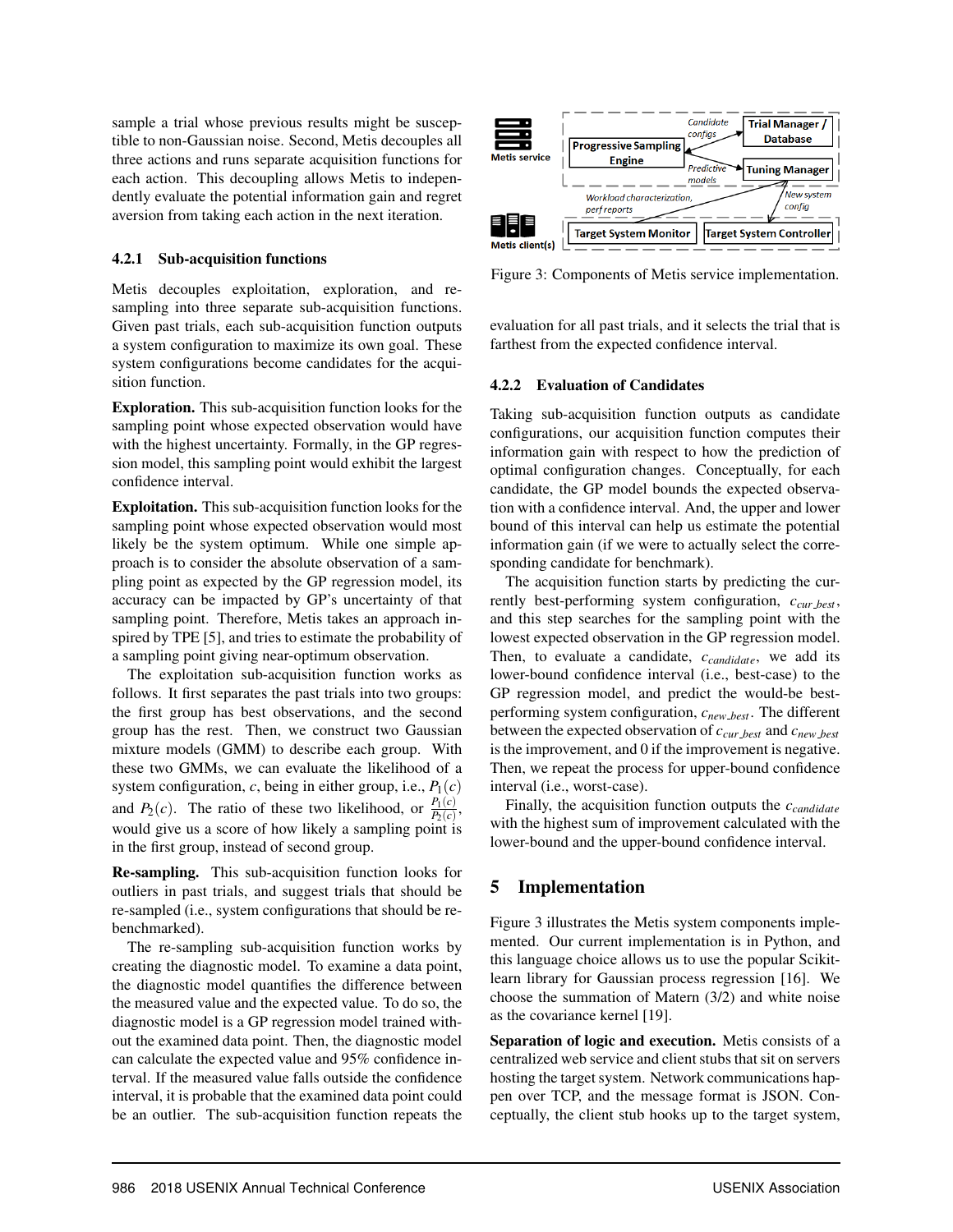sample a trial whose previous results might be susceptible to non-Gaussian noise. Second, Metis decouples all three actions and runs separate acquisition functions for each action. This decoupling allows Metis to independently evaluate the potential information gain and regret aversion from taking each action in the next iteration.

### 4.2.1 Sub-acquisition functions

Metis decouples exploitation, exploration, and re-sampling into three separate sub-acquisition functions. Given past trials, each sub-acquisition function outputs a system configuration to maximize its own goal. These system configurations become candidates for the acquisition function.

**Exploration.** This sub-acquisition function looks for the sampling point whose expected observation would have with the highest uncertainty. Formally, in the GP regression model, this sampling point would exhibit the largest confidence interval.

**Exploitation.** This sub-acquisition function looks for the sampling point whose expected observation would most likely be the system optimum. While one simple approach is to consider the absolute observation of a sampling point as expected by the GP regression model, its accuracy can be impacted by GP's uncertainty of that sampling point. Therefore, Metis takes an approach inspired by TPE [5], and tries to estimate the probability of a sampling point giving near-optimum observation.

The exploitation sub-acquisition function works as follows. It first separates the past trials into two groups: the first group has best observations, and the second group has the rest. Then, we construct two Gaussian mixture models (GMM) to describe each group. With these two GMMs, we can evaluate the likelihood of a system configuration, $c$, being in either group, i.e., $P_1(c)$ and $P_2(c)$. The ratio of these two likelihood, or $\frac{P_1(c)}{P_2(c)}$, would give us a score of how likely a sampling point is in the first group, instead of second group.

**Re-sampling.** This sub-acquisition function looks for outliers in past trials, and suggest trials that should be re-sampled (i.e., system configurations that should be re-benchmarked).

The re-sampling sub-acquisition function works by creating the diagnostic model. To examine a data point, the diagnostic model quantifies the difference between the measured value and the expected value. To do so, the diagnostic model is a GP regression model trained without the examined data point. Then, the diagnostic model can calculate the expected value and 95% confidence interval. If the measured value falls outside the confidence interval, it is probable that the examined data point could be an outlier. The sub-acquisition function repeats the evaluation for all past trials, and it selects the trial that is farthest from the expected confidence interval.

Metis service

Candidate configs

Trial Manager / Database

Progressive Sampling Engine

Predictive models

Tuning Manager

Workload characterization, perf reports

New system config

Metis client(s)

Target System Monitor

Target System Controller

Figure 3: Components of Metis service implementation.

### 4.2.2 Evaluation of Candidates

Taking sub-acquisition function outputs as candidate configurations, our acquisition function computes their information gain with respect to how the prediction of optimal configuration changes. Conceptually, for each candidate, the GP model bounds the expected observation with a confidence interval. And, the upper and lower bound of this interval can help us estimate the potential information gain (if we were to actually select the corresponding candidate for benchmark).

The acquisition function starts by predicting the currently best-performing system configuration, $c_{cur\_best}$, and this step searches for the sampling point with the lowest expected observation in the GP regression model. Then, to evaluate a candidate, $c_{candidate}$, we add its lower-bound confidence interval (i.e., best-case) to the GP regression model, and predict the would-be best-performing system configuration, $c_{new\_best}$. The different between the expected observation of $c_{cur\_best}$ and $c_{new\_best}$ is the improvement, and 0 if the improvement is negative. Then, we repeat the process for upper-bound confidence interval (i.e., worst-case).

Finally, the acquisition function outputs the $c_{candidate}$ with the highest sum of improvement calculated with the lower-bound and the upper-bound confidence interval.

## 5 Implementation

Figure 3 illustrates the Metis system components implemented. Our current implementation is in Python, and this language choice allows us to use the popular Scikit-learn library for Gaussian process regression [16]. We choose the summation of Matern (3/2) and white noise as the covariance kernel [19].

**Separation of logic and execution.** Metis consists of a centralized web service and client stubs that sit on servers hosting the target system. Network communications happen over TCP, and the message format is JSON. Conceptually, the client stub hooks up to the target system,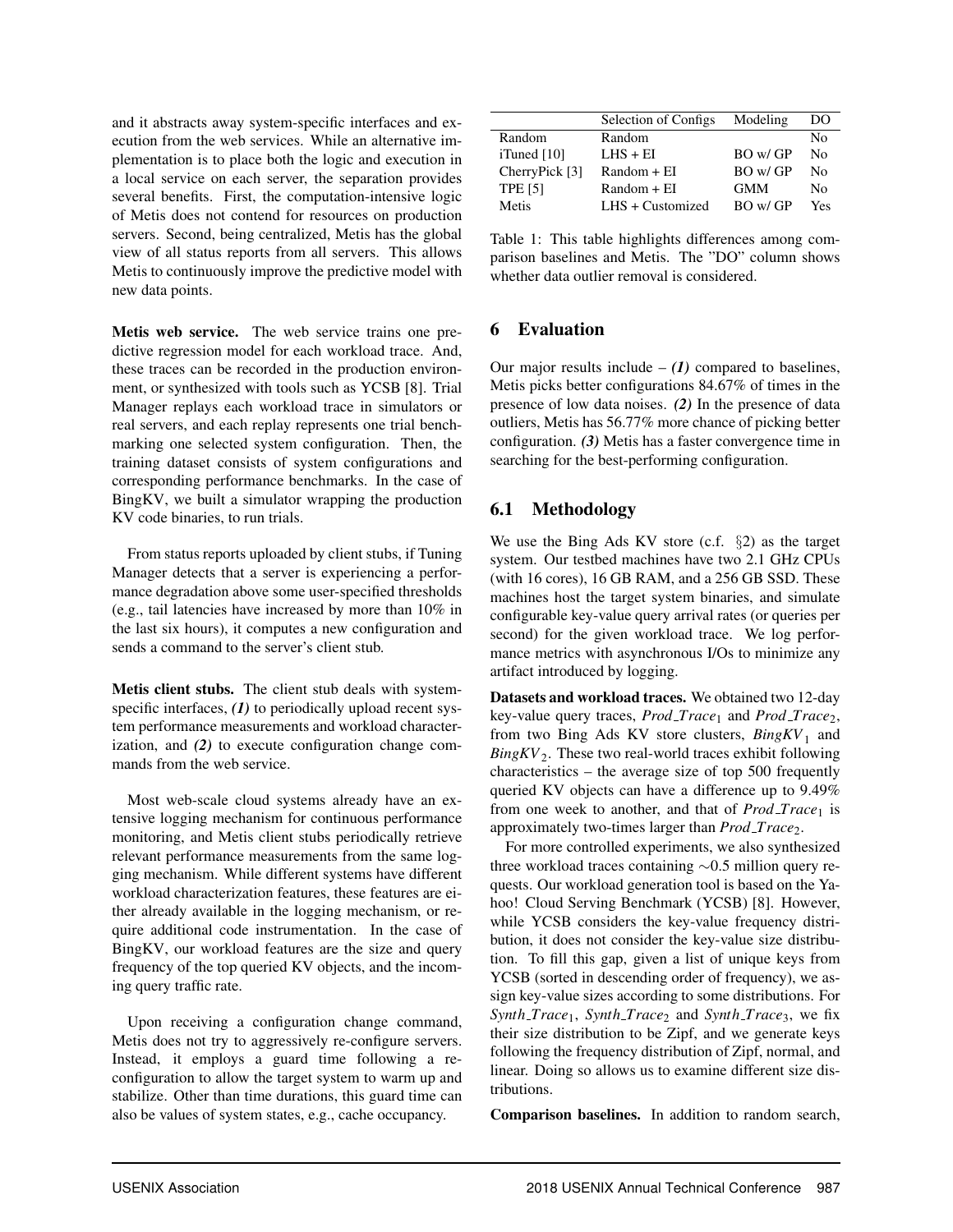and it abstracts away system-specific interfaces and execution from the web services. While an alternative implementation is to place both the logic and execution in a local service on each server, the separation provides several benefits. First, the computation-intensive logic of Metis does not contend for resources on production servers. Second, being centralized, Metis has the global view of all status reports from all servers. This allows Metis to continuously improve the predictive model with new data points.

**Metis web service.** The web service trains one predictive regression model for each workload trace. And, these traces can be recorded in the production environment, or synthesized with tools such as YCSB [8]. Trial Manager replays each workload trace in simulators or real servers, and each replay represents one trial benchmarking one selected system configuration. Then, the training dataset consists of system configurations and corresponding performance benchmarks. In the case of BingKV, we built a simulator wrapping the production KV code binaries, to run trials.

From status reports uploaded by client stubs, if Tuning Manager detects that a server is experiencing a performance degradation above some user-specified thresholds (e.g., tail latencies have increased by more than 10% in the last six hours), it computes a new configuration and sends a command to the server's client stub.

**Metis client stubs.** The client stub deals with system-specific interfaces, ***(1)*** to periodically upload recent system performance measurements and workload characterization, and ***(2)*** to execute configuration change commands from the web service.

Most web-scale cloud systems already have an extensive logging mechanism for continuous performance monitoring, and Metis client stubs periodically retrieve relevant performance measurements from the same logging mechanism. While different systems have different workload characterization features, these features are either already available in the logging mechanism, or require additional code instrumentation. In the case of BingKV, our workload features are the size and query frequency of the top queried KV objects, and the incoming query traffic rate.

Upon receiving a configuration change command, Metis does not try to aggressively re-configure servers. Instead, it employs a guard time following a re-configuration to allow the target system to warm up and stabilize. Other than time durations, this guard time can also be values of system states, e.g., cache occupancy.

| | Selection of Configs | Modeling | DO |
|---|---|---|---|
| Random | Random | | No |
| iTuned [10] | LHS + EI | BO w/ GP | No |
| CherryPick [3] | Random + EI | BO w/ GP | No |
| TPE [5] | Random + EI | GMM | No |
| Metis | LHS + Customized | BO w/ GP | Yes |

Table 1: This table highlights differences among comparison baselines and Metis. The "DO" column shows whether data outlier removal is considered.

## 6 Evaluation

Our major results include – ***(1)*** compared to baselines, Metis picks better configurations 84.67% of times in the presence of low data noises. ***(2)*** In the presence of data outliers, Metis has 56.77% more chance of picking better configuration. ***(3)*** Metis has a faster convergence time in searching for the best-performing configuration.

### 6.1 Methodology

We use the Bing Ads KV store (c.f. §2) as the target system. Our testbed machines have two 2.1 GHz CPUs (with 16 cores), 16 GB RAM, and a 256 GB SSD. These machines host the target system binaries, and simulate configurable key-value query arrival rates (or queries per second) for the given workload trace. We log performance metrics with asynchronous I/Os to minimize any artifact introduced by logging.

**Datasets and workload traces.** We obtained two 12-day key-value query traces, $Prod\_Trace_1$ and $Prod\_Trace_2$, from two Bing Ads KV store clusters, $BingKV_1$ and $BingKV_2$. These two real-world traces exhibit following characteristics – the average size of top 500 frequently queried KV objects can have a difference up to 9.49% from one week to another, and that of $Prod\_Trace_1$ is approximately two-times larger than $Prod\_Trace_2$.

For more controlled experiments, we also synthesized three workload traces containing ∼0.5 million query requests. Our workload generation tool is based on the Yahoo! Cloud Serving Benchmark (YCSB) [8]. However, while YCSB considers the key-value frequency distribution, it does not consider the key-value size distribution. To fill this gap, given a list of unique keys from YCSB (sorted in descending order of frequency), we assign key-value sizes according to some distributions. For $Synth\_Trace_1$, $Synth\_Trace_2$ and $Synth\_Trace_3$, we fix their size distribution to be Zipf, and we generate keys following the frequency distribution of Zipf, normal, and linear. Doing so allows us to examine different size distributions.

**Comparison baselines.** In addition to random search,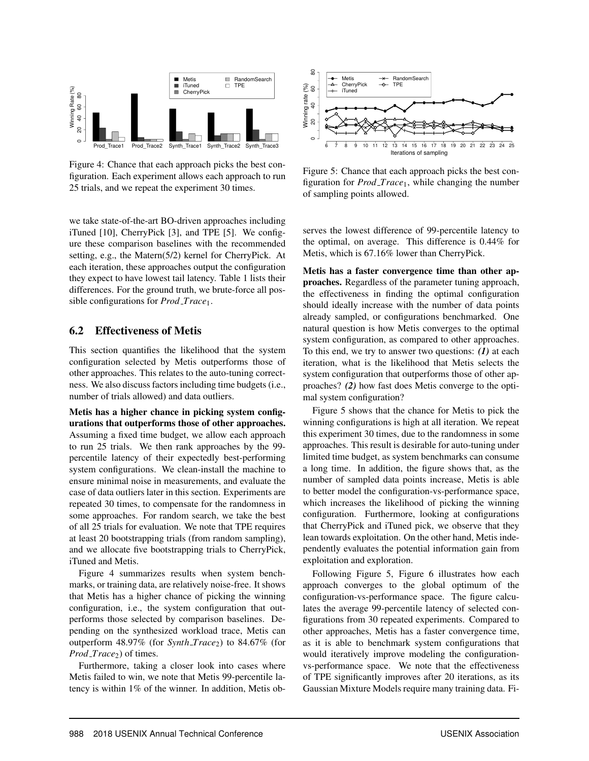Metis
iTuned
CherryPick
RandomSearch
TPE

Winning Rate (%)
0 20 40 60 80

Prod_Trace1 Prod_Trace2 Synth_Trace1 Synth_Trace2 Synth_Trace3

Figure 4: Chance that each approach picks the best configuration. Each experiment allows each approach to run 25 trials, and we repeat the experiment 30 times.

Metis
CherryPick
iTuned
RandomSearch
TPE

Winning rate (%)
0 20 40 60 80

6 7 8 9 10 11 12 13 14 15 16 17 18 19 20 21 22 23 24 25

Iterations of sampling

Figure 5: Chance that each approach picks the best configuration for *Prod_Trace*$_1$, while changing the number of sampling points allowed.

we take state-of-the-art BO-driven approaches including iTuned [10], CherryPick [3], and TPE [5]. We configure these comparison baselines with the recommended setting, e.g., the Matern(5/2) kernel for CherryPick. At each iteration, these approaches output the configuration they expect to have lowest tail latency. Table 1 lists their differences. For the ground truth, we brute-force all possible configurations for *Prod_Trace*$_1$.

## 6.2 Effectiveness of Metis

This section quantifies the likelihood that the system configuration selected by Metis outperforms those of other approaches. This relates to the auto-tuning correctness. We also discuss factors including time budgets (i.e., number of trials allowed) and data outliers.

**Metis has a higher chance in picking system configurations that outperforms those of other approaches.** Assuming a fixed time budget, we allow each approach to run 25 trials. We then rank approaches by the 99-percentile latency of their expectedly best-performing system configurations. We clean-install the machine to ensure minimal noise in measurements, and evaluate the case of data outliers later in this section. Experiments are repeated 30 times, to compensate for the randomness in some approaches. For random search, we take the best of all 25 trials for evaluation. We note that TPE requires at least 20 bootstrapping trials (from random sampling), and we allocate five bootstrapping trials to CherryPick, iTuned and Metis.

Figure 4 summarizes results when system benchmarks, or training data, are relatively noise-free. It shows that Metis has a higher chance of picking the winning configuration, i.e., the system configuration that outperforms those selected by comparison baselines. Depending on the synthesized workload trace, Metis can outperform 48.97% (for *Synth_Trace*$_2$) to 84.67% (for *Prod_Trace*$_2$) of times.

Furthermore, taking a closer look into cases where Metis failed to win, we note that Metis 99-percentile latency is within 1% of the winner. In addition, Metis observes the lowest difference of 99-percentile latency to the optimal, on average. This difference is 0.44% for Metis, which is 67.16% lower than CherryPick.

**Metis has a faster convergence time than other approaches.** Regardless of the parameter tuning approach, the effectiveness in finding the optimal configuration should ideally increase with the number of data points already sampled, or configurations benchmarked. One natural question is how Metis converges to the optimal system configuration, as compared to other approaches. To this end, we try to answer two questions: ***(1)*** at each iteration, what is the likelihood that Metis selects the system configuration that outperforms those of other approaches? ***(2)*** how fast does Metis converge to the optimal system configuration?

Figure 5 shows that the chance for Metis to pick the winning configurations is high at all iteration. We repeat this experiment 30 times, due to the randomness in some approaches. This result is desirable for auto-tuning under limited time budget, as system benchmarks can consume a long time. In addition, the figure shows that, as the number of sampled data points increase, Metis is able to better model the configuration-vs-performance space, which increases the likelihood of picking the winning configuration. Furthermore, looking at configurations that CherryPick and iTuned pick, we observe that they lean towards exploitation. On the other hand, Metis independently evaluates the potential information gain from exploitation and exploration.

Following Figure 5, Figure 6 illustrates how each approach converges to the global optimum of the configuration-vs-performance space. The figure calculates the average 99-percentile latency of selected configurations from 30 repeated experiments. Compared to other approaches, Metis has a faster convergence time, as it is able to benchmark system configurations that would iteratively improve modeling the configuration-vs-performance space. We note that the effectiveness of TPE significantly improves after 20 iterations, as its Gaussian Mixture Models require many training data. Fi-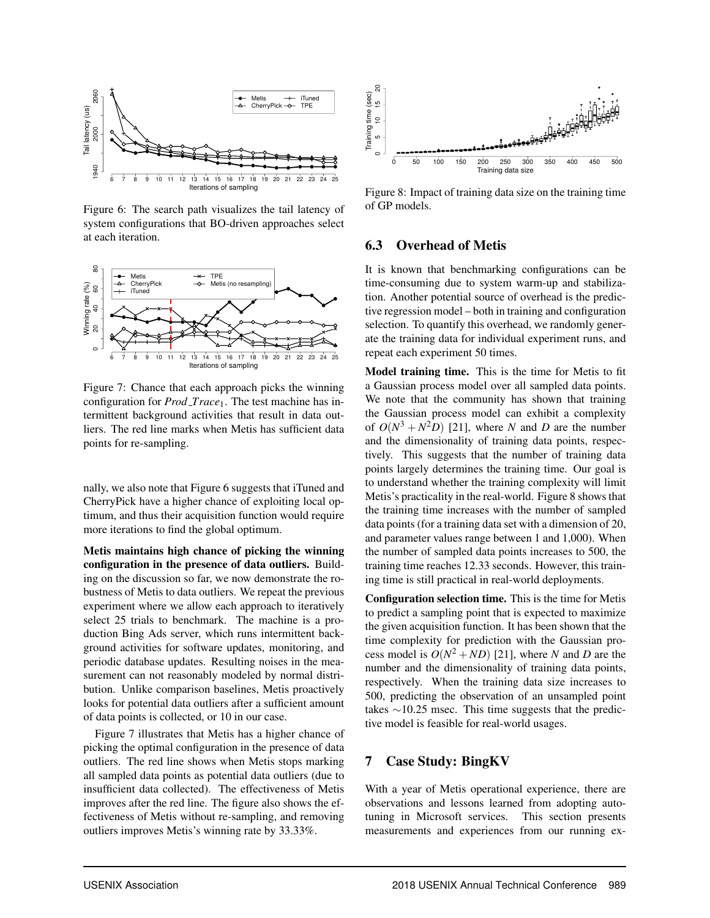2060

2000

1940

Tail latency (us)

Metis
CherryPick
iTuned
TPE

6 7 8 9 10 11 12 13 14 15 16 17 18 19 20 21 22 23 24 25

Iterations of sampling

Figure 6: The search path visualizes the tail latency of system configurations that BO-driven approaches select at each iteration.

80
60
40
20
0

Winning rate (%)

Metis
CherryPick
iTuned
TPE
Metis (no resampling)

6 7 8 9 10 11 12 13 14 15 16 17 18 19 20 21 22 23 24 25

Iterations of sampling

Figure 7: Chance that each approach picks the winning configuration for $Prod\_Trace_1$. The test machine has intermittent background activities that result in data outliers. The red line marks when Metis has sufficient data points for re-sampling.

nally, we also note that Figure 6 suggests that iTuned and CherryPick have a higher chance of exploiting local optimum, and thus their acquisition function would require more iterations to find the global optimum.

**Metis maintains high chance of picking the winning configuration in the presence of data outliers.** Building on the discussion so far, we now demonstrate the robustness of Metis to data outliers. We repeat the previous experiment where we allow each approach to iteratively select 25 trials to benchmark. The machine is a production Bing Ads server, which runs intermittent background activities for software updates, monitoring, and periodic database updates. Resulting noises in the measurement can not reasonably modeled by normal distribution. Unlike comparison baselines, Metis proactively looks for potential data outliers after a sufficient amount of data points is collected, or 10 in our case.

Figure 7 illustrates that Metis has a higher chance of picking the optimal configuration in the presence of data outliers. The red line shows when Metis stops marking all sampled data points as potential data outliers (due to insufficient data collected). The effectiveness of Metis improves after the red line. The figure also shows the effectiveness of Metis without re-sampling, and removing outliers improves Metis's winning rate by 33.33%.

20
15
10
5
0

Training time (sec)

0 50 100 150 200 250 300 350 400 450 500

Training data size

Figure 8: Impact of training data size on the training time of GP models.

## 6.3 Overhead of Metis

It is known that benchmarking configurations can be time-consuming due to system warm-up and stabilization. Another potential source of overhead is the predictive regression model – both in training and configuration selection. To quantify this overhead, we randomly generate the training data for individual experiment runs, and repeat each experiment 50 times.

**Model training time.** This is the time for Metis to fit a Gaussian process model over all sampled data points. We note that the community has shown that training the Gaussian process model can exhibit a complexity of $O(N^3 + N^2D)$ [21], where $N$ and $D$ are the number and the dimensionality of training data points, respectively. This suggests that the number of training data points largely determines the training time. Our goal is to understand whether the training complexity will limit Metis's practicality in the real-world. Figure 8 shows that the training time increases with the number of sampled data points (for a training data set with a dimension of 20, and parameter values range between 1 and 1,000). When the number of sampled data points increases to 500, the training time reaches 12.33 seconds. However, this training time is still practical in real-world deployments.

**Configuration selection time.** This is the time for Metis to predict a sampling point that is expected to maximize the given acquisition function. It has been shown that the time complexity for prediction with the Gaussian process model is $O(N^2 + ND)$ [21], where $N$ and $D$ are the number and the dimensionality of training data points, respectively. When the training data size increases to 500, predicting the observation of an unsampled point takes ∼10.25 msec. This time suggests that the predictive model is feasible for real-world usages.

## 7 Case Study: BingKV

With a year of Metis operational experience, there are observations and lessons learned from adopting autotuning in Microsoft services. This section presents measurements and experiences from our running ex-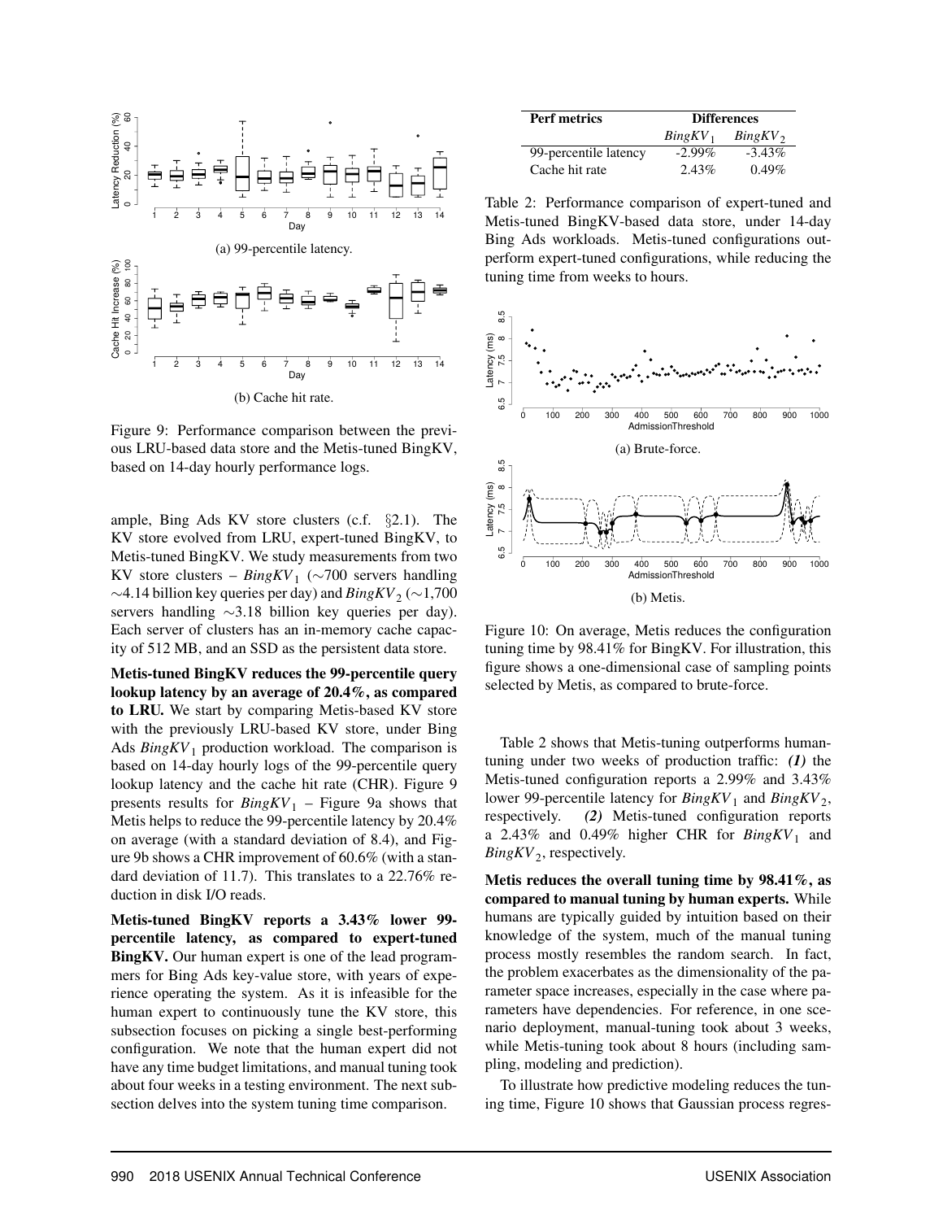Latency Reduction (%)

0 20 40 60

1 2 3 4 5 6 7 8 9 10 11 12 13 14

Day

(a) 99-percentile latency.

Cache Hit Increase (%)

0 20 40 60 80 100

1 2 3 4 5 6 7 8 9 10 11 12 13 14

Day

(b) Cache hit rate.

Figure 9: Performance comparison between the previous LRU-based data store and the Metis-tuned BingKV, based on 14-day hourly performance logs.

ample, Bing Ads KV store clusters (c.f. §2.1). The KV store evolved from LRU, expert-tuned BingKV, to Metis-tuned BingKV. We study measurements from two KV store clusters – $BingKV_1$ (∼700 servers handling ∼4.14 billion key queries per day) and $BingKV_2$ (∼1,700 servers handling ∼3.18 billion key queries per day). Each server of clusters has an in-memory cache capacity of 512 MB, and an SSD as the persistent data store.

**Metis-tuned BingKV reduces the 99-percentile query lookup latency by an average of 20.4%, as compared to LRU.** We start by comparing Metis-based KV store with the previously LRU-based KV store, under Bing Ads $BingKV_1$ production workload. The comparison is based on 14-day hourly logs of the 99-percentile query lookup latency and the cache hit rate (CHR). Figure 9 presents results for $BingKV_1$ – Figure 9a shows that Metis helps to reduce the 99-percentile latency by 20.4% on average (with a standard deviation of 8.4), and Figure 9b shows a CHR improvement of 60.6% (with a standard deviation of 11.7). This translates to a 22.76% reduction in disk I/O reads.

**Metis-tuned BingKV reports a 3.43% lower 99-percentile latency, as compared to expert-tuned BingKV.** Our human expert is one of the lead programmers for Bing Ads key-value store, with years of experience operating the system. As it is infeasible for the human expert to continuously tune the KV store, this subsection focuses on picking a single best-performing configuration. We note that the human expert did not have any time budget limitations, and manual tuning took about four weeks in a testing environment. The next subsection delves into the system tuning time comparison.

| Perf metrics | Differences | |
|---|---|---|
| | $BingKV_1$ | $BingKV_2$ |
| 99-percentile latency | -2.99% | -3.43% |
| Cache hit rate | 2.43% | 0.49% |

Table 2: Performance comparison of expert-tuned and Metis-tuned BingKV-based data store, under 14-day Bing Ads workloads. Metis-tuned configurations outperform expert-tuned configurations, while reducing the tuning time from weeks to hours.

Latency (ms)

6.5 7 7.5 8 8.5

0 100 200 300 400 500 600 700 800 900 1000

AdmissionThreshold

(a) Brute-force.

Latency (ms)

6.5 7 7.5 8 8.5

0 100 200 300 400 500 600 700 800 900 1000

AdmissionThreshold

(b) Metis.

Figure 10: On average, Metis reduces the configuration tuning time by 98.41% for BingKV. For illustration, this figure shows a one-dimensional case of sampling points selected by Metis, as compared to brute-force.

Table 2 shows that Metis-tuning outperforms human-tuning under two weeks of production traffic: ***(1)*** the Metis-tuned configuration reports a 2.99% and 3.43% lower 99-percentile latency for $BingKV_1$ and $BingKV_2$, respectively. ***(2)*** Metis-tuned configuration reports a 2.43% and 0.49% higher CHR for $BingKV_1$ and $BingKV_2$, respectively.

**Metis reduces the overall tuning time by 98.41%, as compared to manual tuning by human experts.** While humans are typically guided by intuition based on their knowledge of the system, much of the manual tuning process mostly resembles the random search. In fact, the problem exacerbates as the dimensionality of the parameter space increases, especially in the case where parameters have dependencies. For reference, in one scenario deployment, manual-tuning took about 3 weeks, while Metis-tuning took about 8 hours (including sampling, modeling and prediction).

To illustrate how predictive modeling reduces the tuning time, Figure 10 shows that Gaussian process regres-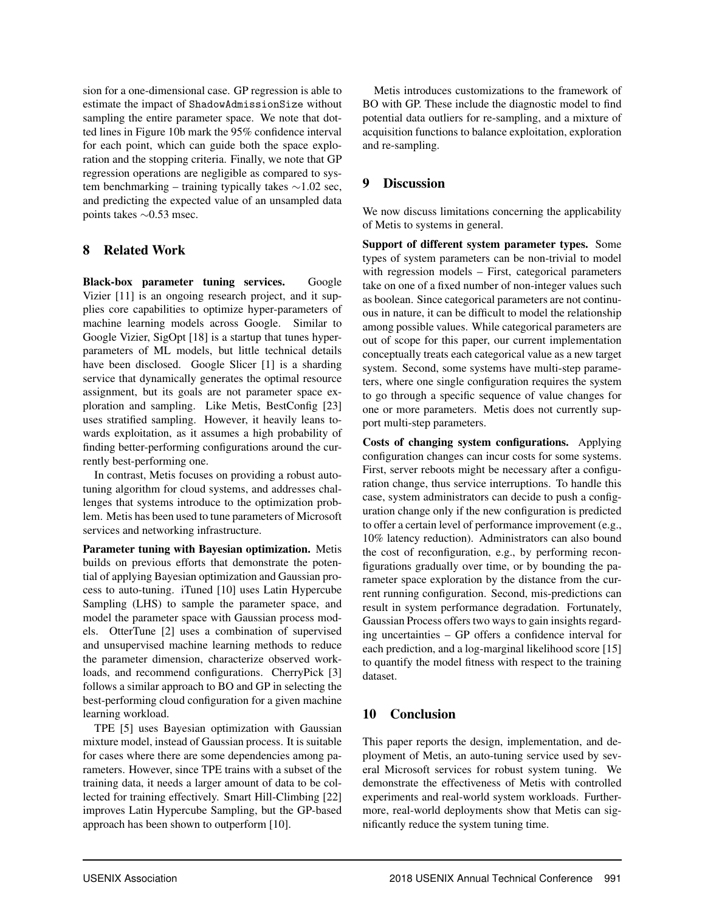sion for a one-dimensional case. GP regression is able to estimate the impact of ShadowAdmissionSize without sampling the entire parameter space. We note that dotted lines in Figure 10b mark the 95% confidence interval for each point, which can guide both the space exploration and the stopping criteria. Finally, we note that GP regression operations are negligible as compared to system benchmarking – training typically takes ∼1.02 sec, and predicting the expected value of an unsampled data points takes ∼0.53 msec.

## 8 Related Work

**Black-box parameter tuning services.** Google Vizier [11] is an ongoing research project, and it supplies core capabilities to optimize hyper-parameters of machine learning models across Google. Similar to Google Vizier, SigOpt [18] is a startup that tunes hyper-parameters of ML models, but little technical details have been disclosed. Google Slicer [1] is a sharding service that dynamically generates the optimal resource assignment, but its goals are not parameter space exploration and sampling. Like Metis, BestConfig [23] uses stratified sampling. However, it heavily leans towards exploitation, as it assumes a high probability of finding better-performing configurations around the currently best-performing one.

In contrast, Metis focuses on providing a robust auto-tuning algorithm for cloud systems, and addresses challenges that systems introduce to the optimization problem. Metis has been used to tune parameters of Microsoft services and networking infrastructure.

**Parameter tuning with Bayesian optimization.** Metis builds on previous efforts that demonstrate the potential of applying Bayesian optimization and Gaussian process to auto-tuning. iTuned [10] uses Latin Hypercube Sampling (LHS) to sample the parameter space, and model the parameter space with Gaussian process models. OtterTune [2] uses a combination of supervised and unsupervised machine learning methods to reduce the parameter dimension, characterize observed workloads, and recommend configurations. CherryPick [3] follows a similar approach to BO and GP in selecting the best-performing cloud configuration for a given machine learning workload.

TPE [5] uses Bayesian optimization with Gaussian mixture model, instead of Gaussian process. It is suitable for cases where there are some dependencies among parameters. However, since TPE trains with a subset of the training data, it needs a larger amount of data to be collected for training effectively. Smart Hill-Climbing [22] improves Latin Hypercube Sampling, but the GP-based approach has been shown to outperform [10].

Metis introduces customizations to the framework of BO with GP. These include the diagnostic model to find potential data outliers for re-sampling, and a mixture of acquisition functions to balance exploitation, exploration and re-sampling.

## 9 Discussion

We now discuss limitations concerning the applicability of Metis to systems in general.

**Support of different system parameter types.** Some types of system parameters can be non-trivial to model with regression models – First, categorical parameters take on one of a fixed number of non-integer values such as boolean. Since categorical parameters are not continuous in nature, it can be difficult to model the relationship among possible values. While categorical parameters are out of scope for this paper, our current implementation conceptually treats each categorical value as a new target system. Second, some systems have multi-step parameters, where one single configuration requires the system to go through a specific sequence of value changes for one or more parameters. Metis does not currently support multi-step parameters.

**Costs of changing system configurations.** Applying configuration changes can incur costs for some systems. First, server reboots might be necessary after a configuration change, thus service interruptions. To handle this case, system administrators can decide to push a configuration change only if the new configuration is predicted to offer a certain level of performance improvement (e.g., 10% latency reduction). Administrators can also bound the cost of reconfiguration, e.g., by performing reconfigurations gradually over time, or by bounding the parameter space exploration by the distance from the current running configuration. Second, mis-predictions can result in system performance degradation. Fortunately, Gaussian Process offers two ways to gain insights regarding uncertainties – GP offers a confidence interval for each prediction, and a log-marginal likelihood score [15] to quantify the model fitness with respect to the training dataset.

## 10 Conclusion

This paper reports the design, implementation, and deployment of Metis, an auto-tuning service used by several Microsoft services for robust system tuning. We demonstrate the effectiveness of Metis with controlled experiments and real-world system workloads. Furthermore, real-world deployments show that Metis can significantly reduce the system tuning time.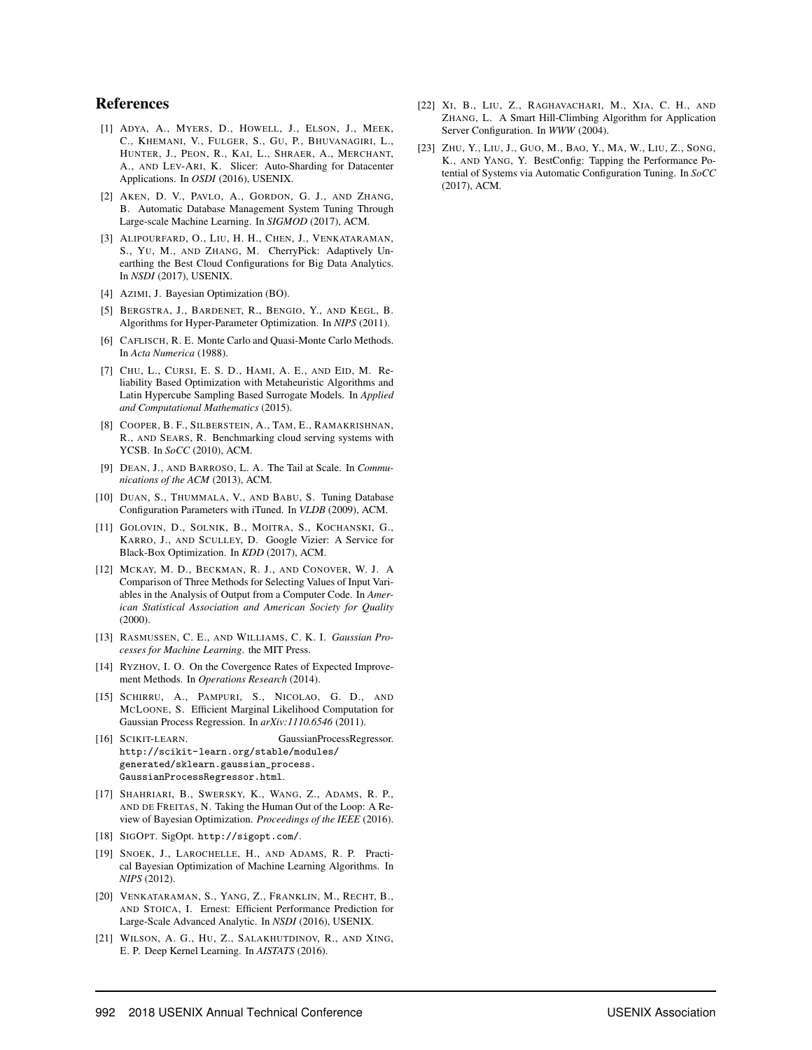## References

[1] ADYA, A., MYERS, D., HOWELL, J., ELSON, J., MEEK, C., KHEMANI, V., FULGER, S., GU, P., BHUVANAGIRI, L., HUNTER, J., PEON, R., KAI, L., SHRAER, A., MERCHANT, A., AND LEV-ARI, K. Slicer: Auto-Sharding for Datacenter Applications. In *OSDI* (2016), USENIX.

[2] AKEN, D. V., PAVLO, A., GORDON, G. J., AND ZHANG, B. Automatic Database Management System Tuning Through Large-scale Machine Learning. In *SIGMOD* (2017), ACM.

[3] ALIPOURFARD, O., LIU, H. H., CHEN, J., VENKATARAMAN, S., YU, M., AND ZHANG, M. CherryPick: Adaptively Unearthing the Best Cloud Configurations for Big Data Analytics. In *NSDI* (2017), USENIX.

[4] AZIMI, J. Bayesian Optimization (BO).

[5] BERGSTRA, J., BARDENET, R., BENGIO, Y., AND KEGL, B. Algorithms for Hyper-Parameter Optimization. In *NIPS* (2011).

[6] CAFLISCH, R. E. Monte Carlo and Quasi-Monte Carlo Methods. In *Acta Numerica* (1988).

[7] CHU, L., CURSI, E. S. D., HAMI, A. E., AND EID, M. Reliability Based Optimization with Metaheuristic Algorithms and Latin Hypercube Sampling Based Surrogate Models. In *Applied and Computational Mathematics* (2015).

[8] COOPER, B. F., SILBERSTEIN, A., TAM, E., RAMAKRISHNAN, R., AND SEARS, R. Benchmarking cloud serving systems with YCSB. In *SoCC* (2010), ACM.

[9] DEAN, J., AND BARROSO, L. A. The Tail at Scale. In *Communications of the ACM* (2013), ACM.

[10] DUAN, S., THUMMALA, V., AND BABU, S. Tuning Database Configuration Parameters with iTuned. In *VLDB* (2009), ACM.

[11] GOLOVIN, D., SOLNIK, B., MOITRA, S., KOCHANSKI, G., KARRO, J., AND SCULLEY, D. Google Vizier: A Service for Black-Box Optimization. In *KDD* (2017), ACM.

[12] MCKAY, M. D., BECKMAN, R. J., AND CONOVER, W. J. A Comparison of Three Methods for Selecting Values of Input Variables in the Analysis of Output from a Computer Code. In *American Statistical Association and American Society for Quality* (2000).

[13] RASMUSSEN, C. E., AND WILLIAMS, C. K. I. *Gaussian Processes for Machine Learning*. the MIT Press.

[14] RYZHOV, I. O. On the Covergence Rates of Expected Improvement Methods. In *Operations Research* (2014).

[15] SCHIRRU, A., PAMPURI, S., NICOLAO, G. D., AND MCLOONE, S. Efficient Marginal Likelihood Computation for Gaussian Process Regression. In *arXiv:1110.6546* (2011).

[16] SCIKIT-LEARN. GaussianProcessRegressor. `http://scikit-learn.org/stable/modules/generated/sklearn.gaussian_process.GaussianProcessRegressor.html`.

[17] SHAHRIARI, B., SWERSKY, K., WANG, Z., ADAMS, R. P., AND DE FREITAS, N. Taking the Human Out of the Loop: A Review of Bayesian Optimization. *Proceedings of the IEEE* (2016).

[18] SIGOPT. SigOpt. `http://sigopt.com/`.

[19] SNOEK, J., LAROCHELLE, H., AND ADAMS, R. P. Practical Bayesian Optimization of Machine Learning Algorithms. In *NIPS* (2012).

[20] VENKATARAMAN, S., YANG, Z., FRANKLIN, M., RECHT, B., AND STOICA, I. Ernest: Efficient Performance Prediction for Large-Scale Advanced Analytic. In *NSDI* (2016), USENIX.

[21] WILSON, A. G., HU, Z., SALAKHUTDINOV, R., AND XING, E. P. Deep Kernel Learning. In *AISTATS* (2016).

[22] XI, B., LIU, Z., RAGHAVACHARI, M., XIA, C. H., AND ZHANG, L. A Smart Hill-Climbing Algorithm for Application Server Configuration. In *WWW* (2004).

[23] ZHU, Y., LIU, J., GUO, M., BAO, Y., MA, W., LIU, Z., SONG, K., AND YANG, Y. BestConfig: Tapping the Performance Potential of Systems via Automatic Configuration Tuning. In *SoCC* (2017), ACM.